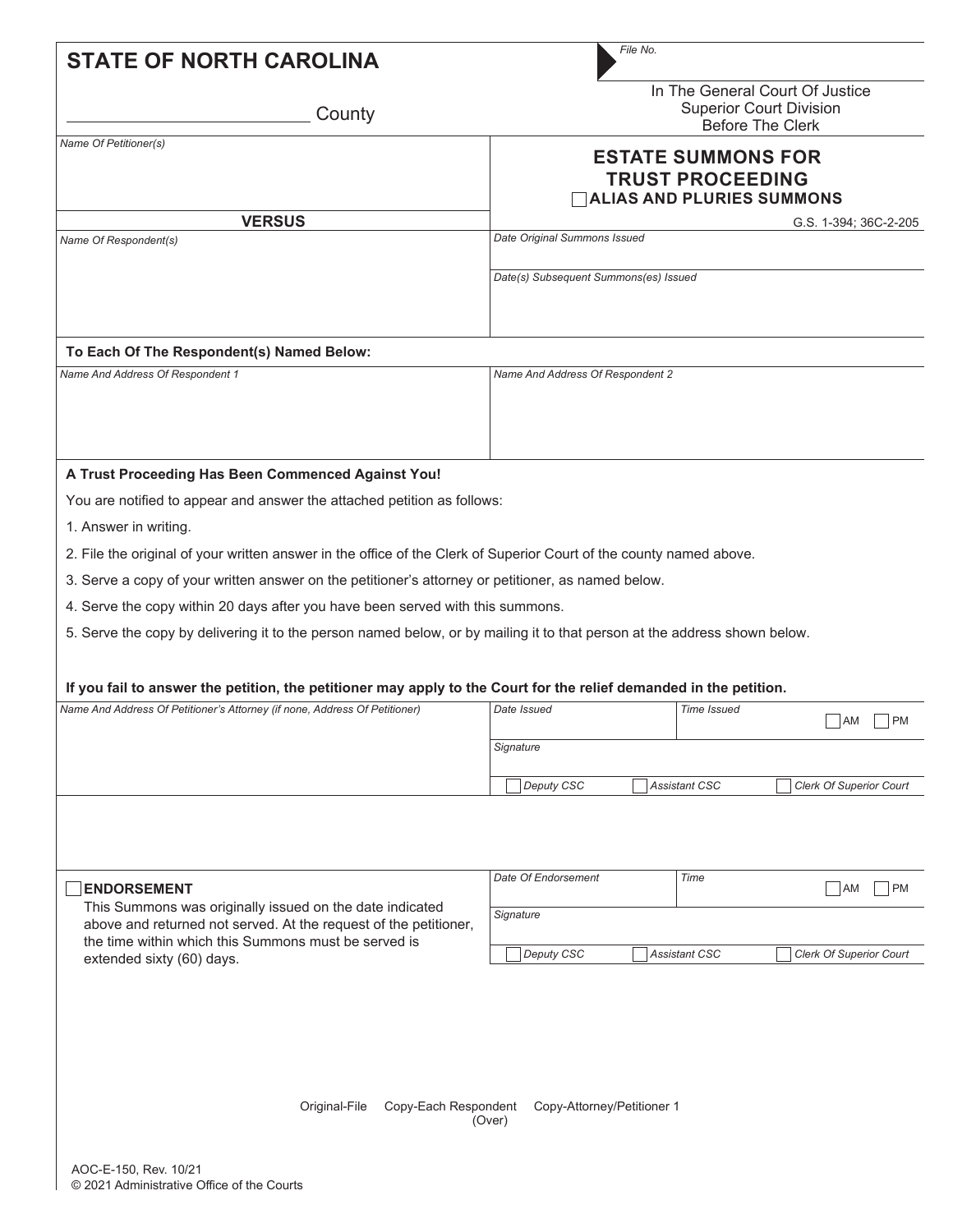**STATE OF NORTH CAROLINA**

File No.

______________________ County

In The General Court Of Justice
Superior Court Division
Before The Clerk

# ESTATE SUMMONS FOR TRUST PROCEEDING

☐ **ALIAS AND PLURIES SUMMONS**

G.S. 1-394; 36C-2-205

| *Name Of Petitioner(s)* | |
|---|---|
| **VERSUS** | |
| *Name Of Respondent(s)* | *Date Original Summons Issued* |
| | *Date(s) Subsequent Summons(es) Issued* |

**To Each Of The Respondent(s) Named Below:**

| *Name And Address Of Respondent 1* | *Name And Address Of Respondent 2* |
|---|---|
| | |

**A Trust Proceeding Has Been Commenced Against You!**

You are notified to appear and answer the attached petition as follows:

1. Answer in writing.
2. File the original of your written answer in the office of the Clerk of Superior Court of the county named above.
3. Serve a copy of your written answer on the petitioner's attorney or petitioner, as named below.
4. Serve the copy within 20 days after you have been served with this summons.
5. Serve the copy by delivering it to the person named below, or by mailing it to that person at the address shown below.

**If you fail to answer the petition, the petitioner may apply to the Court for the relief demanded in the petition.**

| *Name And Address Of Petitioner's Attorney (if none, Address Of Petitioner)* | *Date Issued* | *Time Issued* ☐ AM ☐ PM |
|---|---|---|
| | *Signature* | |
| | ☐ *Deputy CSC* ☐ *Assistant CSC* ☐ *Clerk Of Superior Court* | |

☐ **ENDORSEMENT**
This Summons was originally issued on the date indicated above and returned not served. At the request of the petitioner, the time within which this Summons must be served is extended sixty (60) days.

| *Date Of Endorsement* | *Time* ☐ AM ☐ PM |
|---|---|
| *Signature* | |
| ☐ *Deputy CSC* ☐ *Assistant CSC* ☐ *Clerk Of Superior Court* | |

Original-File Copy-Each Respondent Copy-Attorney/Petitioner 1
(Over)

AOC-E-150, Rev. 10/21
© 2021 Administrative Office of the Courts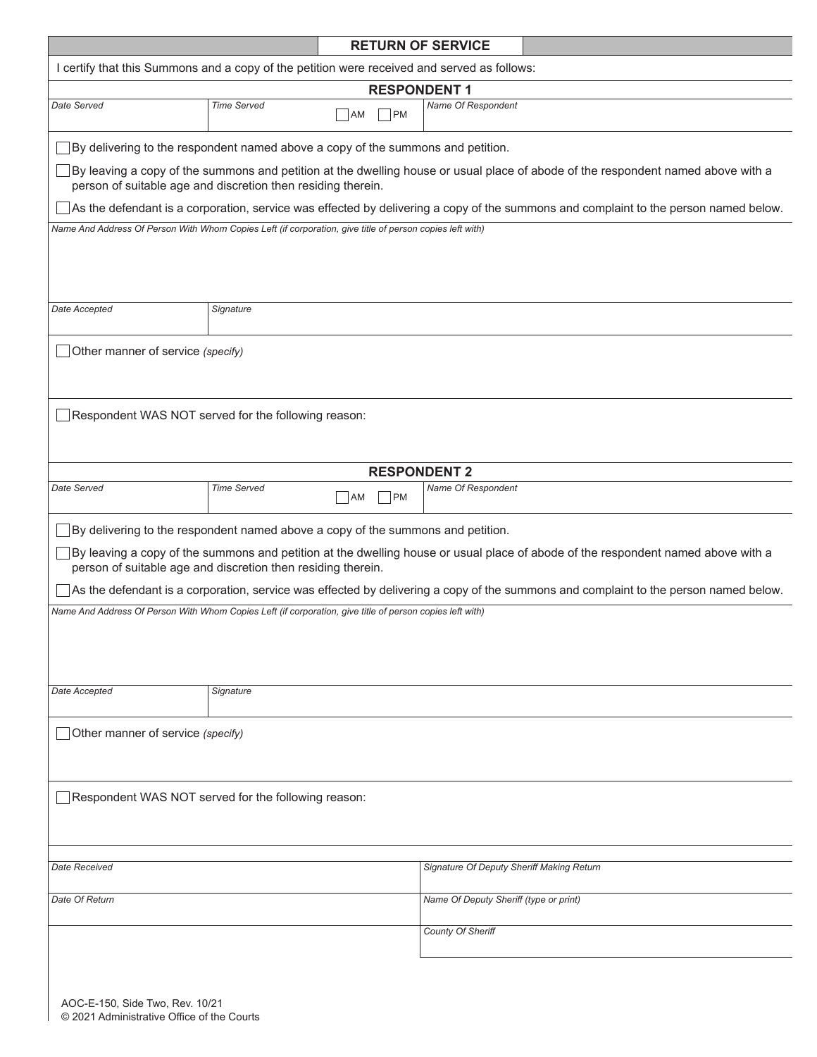## RETURN OF SERVICE

I certify that this Summons and a copy of the petition were received and served as follows:

### RESPONDENT 1

| Date Served | Time Served ☐ AM ☐ PM | Name Of Respondent |
|---|---|---|
| | | |

☐ By delivering to the respondent named above a copy of the summons and petition.

☐ By leaving a copy of the summons and petition at the dwelling house or usual place of abode of the respondent named above with a person of suitable age and discretion then residing therein.

☐ As the defendant is a corporation, service was effected by delivering a copy of the summons and complaint to the person named below.

*Name And Address Of Person With Whom Copies Left (if corporation, give title of person copies left with)*

| Date Accepted | Signature |
|---|---|
| | |

☐ Other manner of service *(specify)*

☐ Respondent WAS NOT served for the following reason:

### RESPONDENT 2

| Date Served | Time Served ☐ AM ☐ PM | Name Of Respondent |
|---|---|---|
| | | |

☐ By delivering to the respondent named above a copy of the summons and petition.

☐ By leaving a copy of the summons and petition at the dwelling house or usual place of abode of the respondent named above with a person of suitable age and discretion then residing therein.

☐ As the defendant is a corporation, service was effected by delivering a copy of the summons and complaint to the person named below.

*Name And Address Of Person With Whom Copies Left (if corporation, give title of person copies left with)*

| Date Accepted | Signature |
|---|---|
| | |

☐ Other manner of service *(specify)*

☐ Respondent WAS NOT served for the following reason:

| | |
|---|---|
| *Date Received* | *Signature Of Deputy Sheriff Making Return* |
| *Date Of Return* | *Name Of Deputy Sheriff (type or print)* |
| | *County Of Sheriff* |

AOC-E-150, Side Two, Rev. 10/21
© 2021 Administrative Office of the Courts